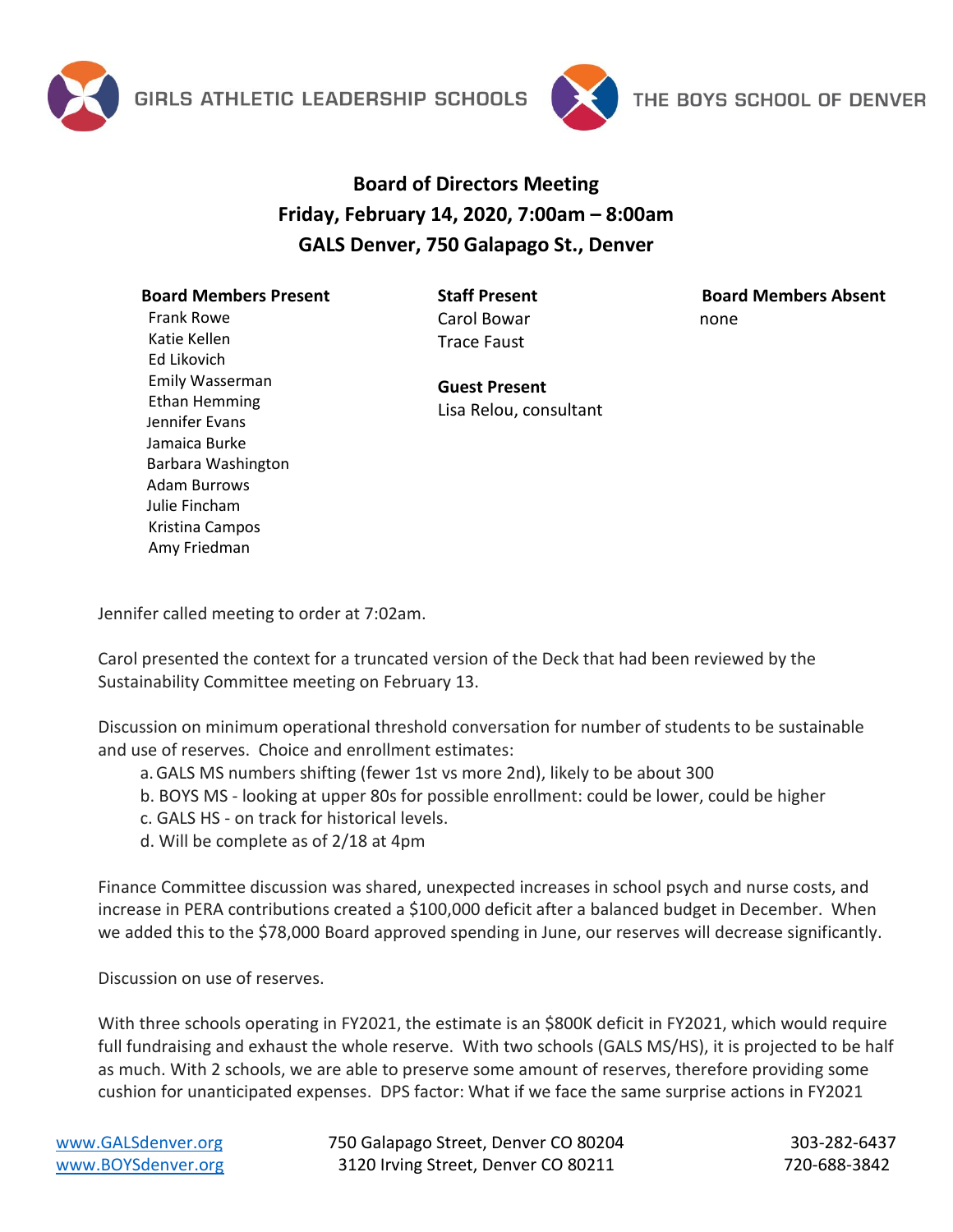GIRLS ATHLETIC LEADERSHIP SCHOOLS    THE BOYS SCHOOL OF DENVER

# Board of Directors Meeting
## Friday, February 14, 2020, 7:00am – 8:00am
## GALS Denver, 750 Galapago St., Denver

**Board Members Present**
Frank Rowe
Katie Kellen
Ed Likovich
Emily Wasserman
Ethan Hemming
Jennifer Evans
Jamaica Burke
Barbara Washington
Adam Burrows
Julie Fincham
Kristina Campos
Amy Friedman

**Staff Present**
Carol Bowar
Trace Faust

**Guest Present**
Lisa Relou, consultant

**Board Members Absent**
none

Jennifer called meeting to order at 7:02am.

Carol presented the context for a truncated version of the Deck that had been reviewed by the Sustainability Committee meeting on February 13.

Discussion on minimum operational threshold conversation for number of students to be sustainable and use of reserves. Choice and enrollment estimates:

a. GALS MS numbers shifting (fewer 1st vs more 2nd), likely to be about 300
b. BOYS MS - looking at upper 80s for possible enrollment: could be lower, could be higher
c. GALS HS - on track for historical levels.
d. Will be complete as of 2/18 at 4pm

Finance Committee discussion was shared, unexpected increases in school psych and nurse costs, and increase in PERA contributions created a $100,000 deficit after a balanced budget in December. When we added this to the $78,000 Board approved spending in June, our reserves will decrease significantly.

Discussion on use of reserves.

With three schools operating in FY2021, the estimate is an $800K deficit in FY2021, which would require full fundraising and exhaust the whole reserve. With two schools (GALS MS/HS), it is projected to be half as much. With 2 schools, we are able to preserve some amount of reserves, therefore providing some cushion for unanticipated expenses. DPS factor: What if we face the same surprise actions in FY2021

www.GALSdenver.org    750 Galapago Street, Denver CO 80204    303-282-6437
www.BOYSdenver.org    3120 Irving Street, Denver CO 80211    720-688-3842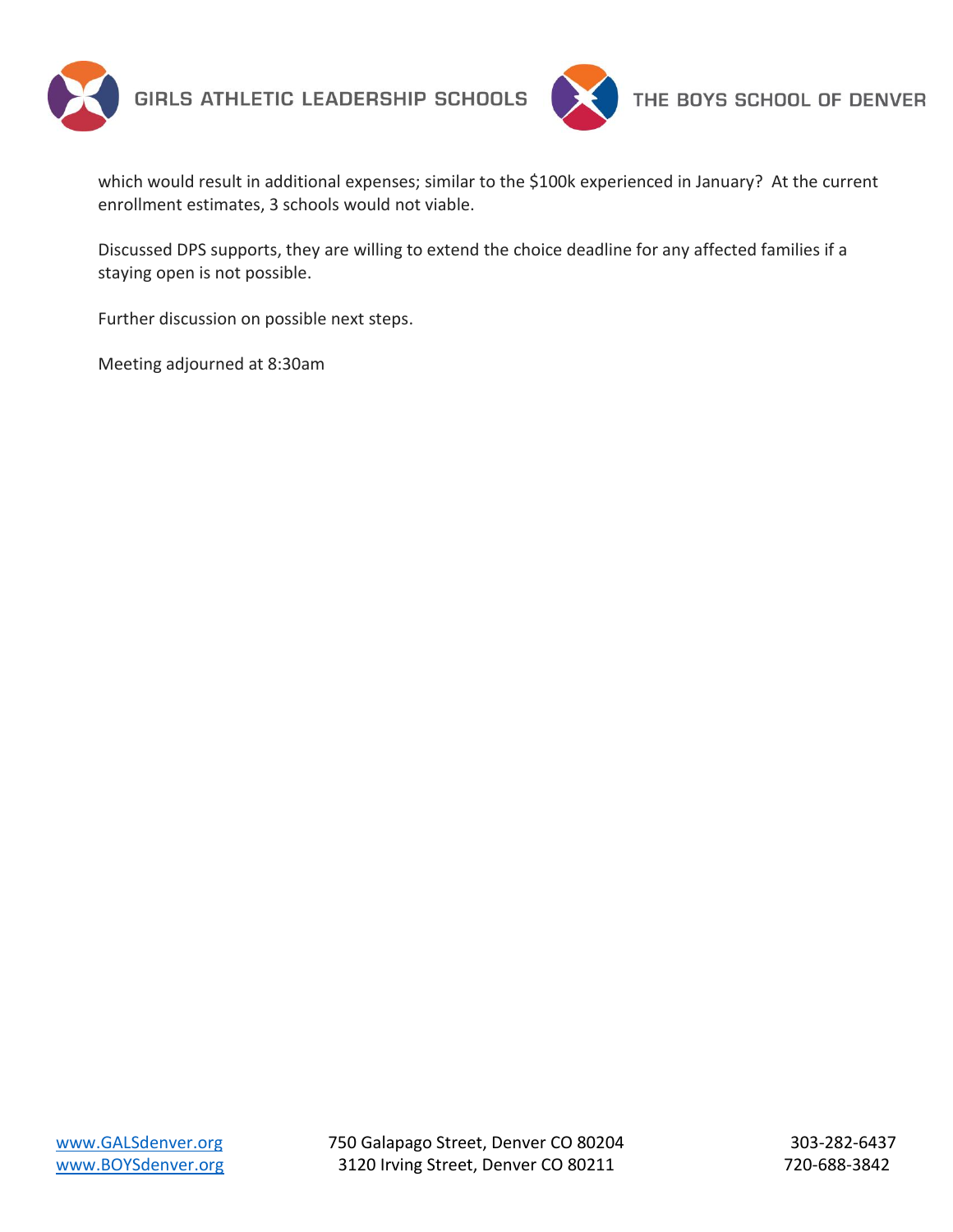which would result in additional expenses; similar to the $100k experienced in January? At the current enrollment estimates, 3 schools would not viable.

Discussed DPS supports, they are willing to extend the choice deadline for any affected families if a staying open is not possible.

Further discussion on possible next steps.

Meeting adjourned at 8:30am